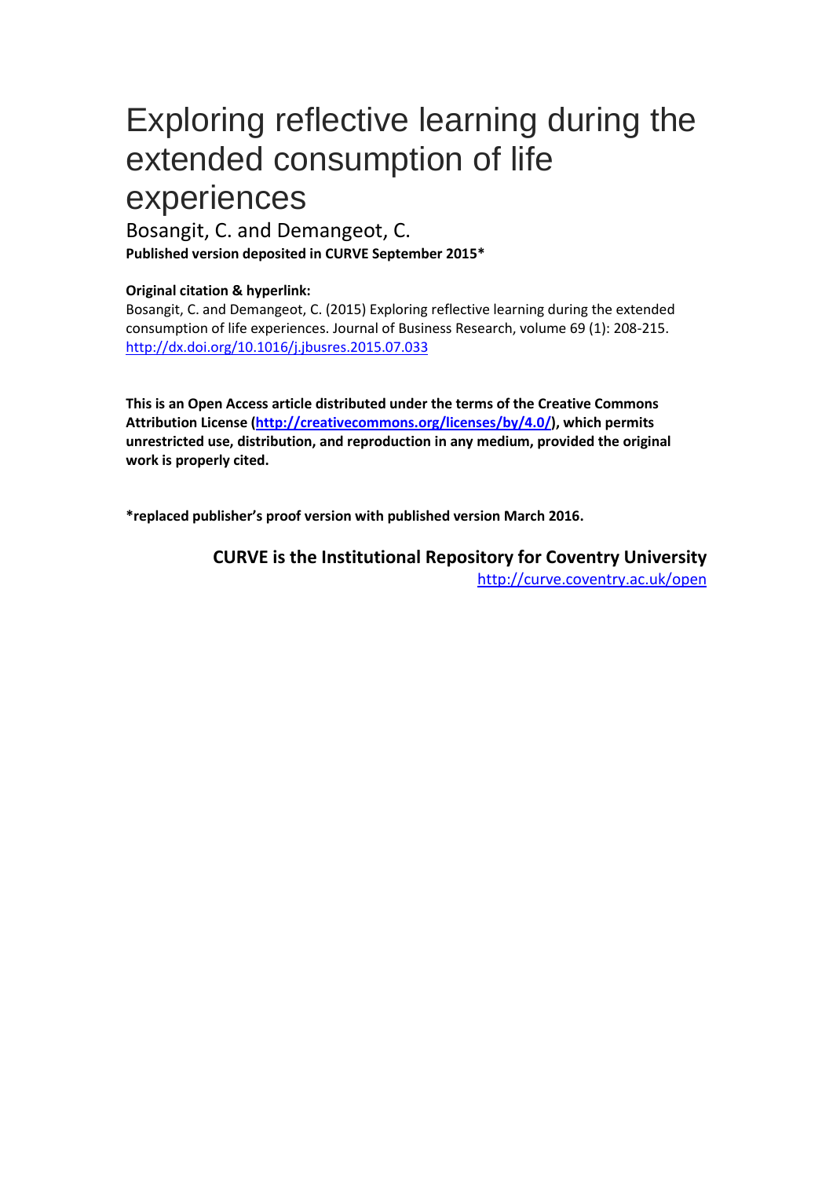# Exploring reflective learning during the extended consumption of life experiences

Bosangit, C. and Demangeot, C.

**Published version deposited in CURVE September 2015***

**Original citation & hyperlink:**

Bosangit, C. and Demangeot, C. (2015) Exploring reflective learning during the extended consumption of life experiences. Journal of Business Research, volume 69 (1): 208-215.
http://dx.doi.org/10.1016/j.jbusres.2015.07.033

**This is an Open Access article distributed under the terms of the Creative Commons Attribution License (http://creativecommons.org/licenses/by/4.0/), which permits unrestricted use, distribution, and reproduction in any medium, provided the original work is properly cited.**

***replaced publisher's proof version with published version March 2016.**

**CURVE is the Institutional Repository for Coventry University**

http://curve.coventry.ac.uk/open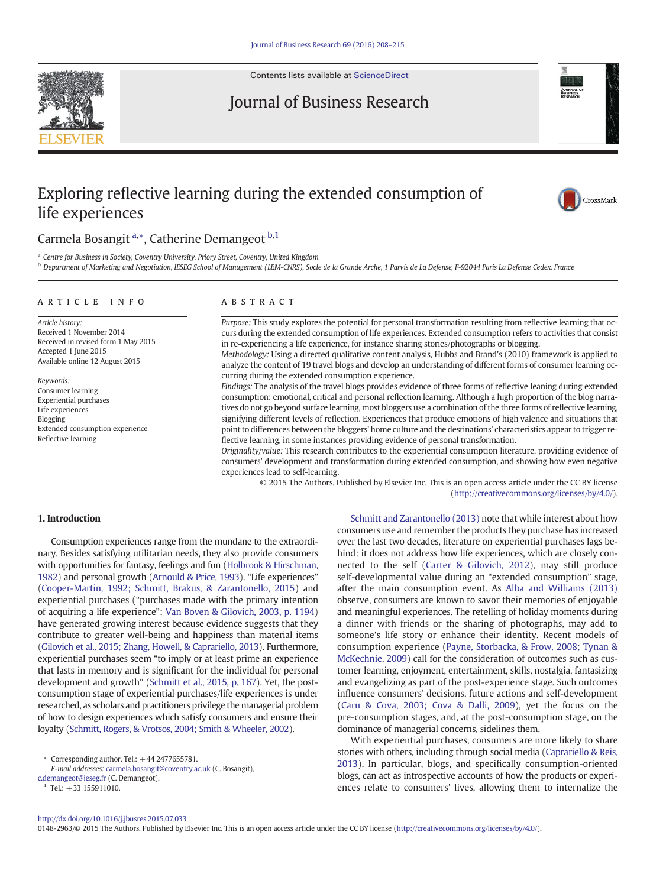# Exploring reflective learning during the extended consumption of life experiences

Carmela Bosangit [a,*], Catherine Demangeot [b,1]

[a] Centre for Business in Society, Coventry University, Priory Street, Coventry, United Kingdom
[b] Department of Marketing and Negotiation, IESEG School of Management (LEM-CNRS), Socle de la Grande Arche, 1 Parvis de La Defense, F-92044 Paris La Defense Cedex, France

## ARTICLE INFO

*Article history:*
Received 1 November 2014
Received in revised form 1 May 2015
Accepted 1 June 2015
Available online 12 August 2015

*Keywords:*
Consumer learning
Experiential purchases
Life experiences
Blogging
Extended consumption experience
Reflective learning

## ABSTRACT

*Purpose:* This study explores the potential for personal transformation resulting from reflective learning that occurs during the extended consumption of life experiences. Extended consumption refers to activities that consist in re-experiencing a life experience, for instance sharing stories/photographs or blogging.

*Methodology:* Using a directed qualitative content analysis, Hubbs and Brand's (2010) framework is applied to analyze the content of 19 travel blogs and develop an understanding of different forms of consumer learning occurring during the extended consumption experience.

*Findings:* The analysis of the travel blogs provides evidence of three forms of reflective leaning during extended consumption: emotional, critical and personal reflection learning. Although a high proportion of the blog narratives do not go beyond surface learning, most bloggers use a combination of the three forms of reflective learning, signifying different levels of reflection. Experiences that produce emotions of high valence and situations that point to differences between the bloggers' home culture and the destinations' characteristics appear to trigger reflective learning, in some instances providing evidence of personal transformation.

*Originality/value:* This research contributes to the experiential consumption literature, providing evidence of consumers' development and transformation during extended consumption, and showing how even negative experiences lead to self-learning.

© 2015 The Authors. Published by Elsevier Inc. This is an open access article under the CC BY license (http://creativecommons.org/licenses/by/4.0/).

## 1. Introduction

Consumption experiences range from the mundane to the extraordinary. Besides satisfying utilitarian needs, they also provide consumers with opportunities for fantasy, feelings and fun (Holbrook & Hirschman, 1982) and personal growth (Arnould & Price, 1993). "Life experiences" (Cooper-Martin, 1992; Schmitt, Brakus, & Zarantonello, 2015) and experiential purchases ("purchases made with the primary intention of acquiring a life experience": Van Boven & Gilovich, 2003, p. 1194) have generated growing interest because evidence suggests that they contribute to greater well-being and happiness than material items (Gilovich et al., 2015; Zhang, Howell, & Caprariello, 2013). Furthermore, experiential purchases seem "to imply or at least prime an experience that lasts in memory and is significant for the individual for personal development and growth" (Schmitt et al., 2015, p. 167). Yet, the post-consumption stage of experiential purchases/life experiences is under researched, as scholars and practitioners privilege the managerial problem of how to design experiences which satisfy consumers and ensure their loyalty (Schmitt, Rogers, & Vrotsos, 2004; Smith & Wheeler, 2002).

Schmitt and Zarantonello (2013) note that while interest about how consumers use and remember the products they purchase has increased over the last two decades, literature on experiential purchases lags behind: it does not address how life experiences, which are closely connected to the self (Carter & Gilovich, 2012), may still produce self-developmental value during an "extended consumption" stage, after the main consumption event. As Alba and Williams (2013) observe, consumers are known to savor their memories of enjoyable and meaningful experiences. The retelling of holiday moments during a dinner with friends or the sharing of photographs, may add to someone's life story or enhance their identity. Recent models of consumption experience (Payne, Storbacka, & Frow, 2008; Tynan & McKechnie, 2009) call for the consideration of outcomes such as customer learning, enjoyment, entertainment, skills, nostalgia, fantasizing and evangelizing as part of the post-experience stage. Such outcomes influence consumers' decisions, future actions and self-development (Caru & Cova, 2003; Cova & Dalli, 2009), yet the focus on the pre-consumption stages, and, at the post-consumption stage, on the dominance of managerial concerns, sidelines them.

With experiential purchases, consumers are more likely to share stories with others, including through social media (Caprariello & Reis, 2013). In particular, blogs, and specifically consumption-oriented blogs, can act as introspective accounts of how the products or experiences relate to consumers' lives, allowing them to internalize the

* Corresponding author. Tel.: +44 2477655781.
E-mail addresses: carmela.bosangit@coventry.ac.uk (C. Bosangit), c.demangeot@ieseg.fr (C. Demangeot).
[1] Tel.: +33 155911010.

http://dx.doi.org/10.1016/j.jbusres.2015.07.033
0148-2963/© 2015 The Authors. Published by Elsevier Inc. This is an open access article under the CC BY license (http://creativecommons.org/licenses/by/4.0/).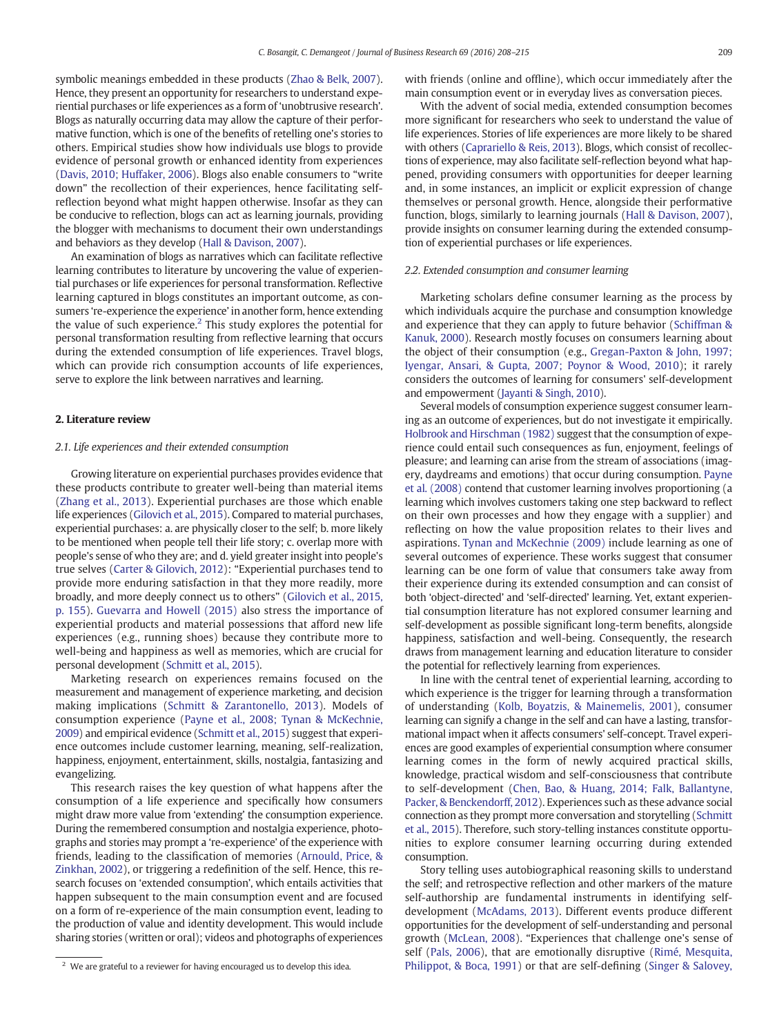symbolic meanings embedded in these products (Zhao & Belk, 2007). Hence, they present an opportunity for researchers to understand experiential purchases or life experiences as a form of 'unobtrusive research'. Blogs as naturally occurring data may allow the capture of their performative function, which is one of the benefits of retelling one's stories to others. Empirical studies show how individuals use blogs to provide evidence of personal growth or enhanced identity from experiences (Davis, 2010; Huffaker, 2006). Blogs also enable consumers to "write down" the recollection of their experiences, hence facilitating self-reflection beyond what might happen otherwise. Insofar as they can be conducive to reflection, blogs can act as learning journals, providing the blogger with mechanisms to document their own understandings and behaviors as they develop (Hall & Davison, 2007).

An examination of blogs as narratives which can facilitate reflective learning contributes to literature by uncovering the value of experiential purchases or life experiences for personal transformation. Reflective learning captured in blogs constitutes an important outcome, as consumers 're-experience the experience' in another form, hence extending the value of such experience.[2] This study explores the potential for personal transformation resulting from reflective learning that occurs during the extended consumption of life experiences. Travel blogs, which can provide rich consumption accounts of life experiences, serve to explore the link between narratives and learning.

## 2. Literature review

### 2.1. Life experiences and their extended consumption

Growing literature on experiential purchases provides evidence that these products contribute to greater well-being than material items (Zhang et al., 2013). Experiential purchases are those which enable life experiences (Gilovich et al., 2015). Compared to material purchases, experiential purchases: a. are physically closer to the self; b. more likely to be mentioned when people tell their life story; c. overlap more with people's sense of who they are; and d. yield greater insight into people's true selves (Carter & Gilovich, 2012): "Experiential purchases tend to provide more enduring satisfaction in that they more readily, more broadly, and more deeply connect us to others" (Gilovich et al., 2015, p. 155). Guevarra and Howell (2015) also stress the importance of experiential products and material possessions that afford new life experiences (e.g., running shoes) because they contribute more to well-being and happiness as well as memories, which are crucial for personal development (Schmitt et al., 2015).

Marketing research on experiences remains focused on the measurement and management of experience marketing, and decision making implications (Schmitt & Zarantonello, 2013). Models of consumption experience (Payne et al., 2008; Tynan & McKechnie, 2009) and empirical evidence (Schmitt et al., 2015) suggest that experience outcomes include customer learning, meaning, self-realization, happiness, enjoyment, entertainment, skills, nostalgia, fantasizing and evangelizing.

This research raises the key question of what happens after the consumption of a life experience and specifically how consumers might draw more value from 'extending' the consumption experience. During the remembered consumption and nostalgia experience, photographs and stories may prompt a 're-experience' of the experience with friends, leading to the classification of memories (Arnould, Price, & Zinkhan, 2002), or triggering a redefinition of the self. Hence, this research focuses on 'extended consumption', which entails activities that happen subsequent to the main consumption event and are focused on a form of re-experience of the main consumption event, leading to the production of value and identity development. This would include sharing stories (written or oral); videos and photographs of experiences with friends (online and offline), which occur immediately after the main consumption event or in everyday lives as conversation pieces.

With the advent of social media, extended consumption becomes more significant for researchers who seek to understand the value of life experiences. Stories of life experiences are more likely to be shared with others (Caprariello & Reis, 2013). Blogs, which consist of recollections of experiences, may also facilitate self-reflection beyond what happened, providing consumers with opportunities for deeper learning and, in some instances, an implicit or explicit expression of change themselves or personal growth. Hence, alongside their performative function, blogs, similarly to learning journals (Hall & Davison, 2007), provide insights on consumer learning during the extended consumption of experiential purchases or life experiences.

### 2.2. Extended consumption and consumer learning

Marketing scholars define consumer learning as the process by which individuals acquire the purchase and consumption knowledge and experience that they can apply to future behavior (Schiffman & Kanuk, 2000). Research mostly focuses on consumers learning about the object of their consumption (e.g., Gregan-Paxton & John, 1997; Iyengar, Ansari, & Gupta, 2007; Poynor & Wood, 2010); it rarely considers the outcomes of learning for consumers' self-development and empowerment (Jayanti & Singh, 2010).

Several models of consumption experience suggest consumer learning as an outcome of experiences, but do not investigate it empirically. Holbrook and Hirschman (1982) suggest that the consumption of experience could entail such consequences as fun, enjoyment, feelings of pleasure; and learning can arise from the stream of associations (imagery, daydreams and emotions) that occur during consumption. Payne et al. (2008) contend that customer learning involves proportioning (a learning which involves customers taking one step backward to reflect on their own processes and how they engage with a supplier) and reflecting on how the value proposition relates to their lives and aspirations. Tynan and McKechnie (2009) include learning as one of several outcomes of experience. These works suggest that consumer learning can be one form of value that consumers take away from their experience during its extended consumption and can consist of both 'object-directed' and 'self-directed' learning. Yet, extant experiential consumption literature has not explored consumer learning and self-development as possible significant long-term benefits, alongside happiness, satisfaction and well-being. Consequently, the research draws from management learning and education literature to consider the potential for reflectively learning from experiences.

In line with the central tenet of experiential learning, according to which experience is the trigger for learning through a transformation of understanding (Kolb, Boyatzis, & Mainemelis, 2001), consumer learning can signify a change in the self and can have a lasting, transformational impact when it affects consumers' self-concept. Travel experiences are good examples of experiential consumption where consumer learning comes in the form of newly acquired practical skills, knowledge, practical wisdom and self-consciousness that contribute to self-development (Chen, Bao, & Huang, 2014; Falk, Ballantyne, Packer, & Benckendorff, 2012). Experiences such as these advance social connection as they prompt more conversation and storytelling (Schmitt et al., 2015). Therefore, such story-telling instances constitute opportunities to explore consumer learning occurring during extended consumption.

Story telling uses autobiographical reasoning skills to understand the self; and retrospective reflection and other markers of the mature self-authorship are fundamental instruments in identifying self-development (McAdams, 2013). Different events produce different opportunities for the development of self-understanding and personal growth (McLean, 2008). "Experiences that challenge one's sense of self (Pals, 2006), that are emotionally disruptive (Rimé, Mesquita, Philippot, & Boca, 1991) or that are self-defining (Singer & Salovey,

[2] We are grateful to a reviewer for having encouraged us to develop this idea.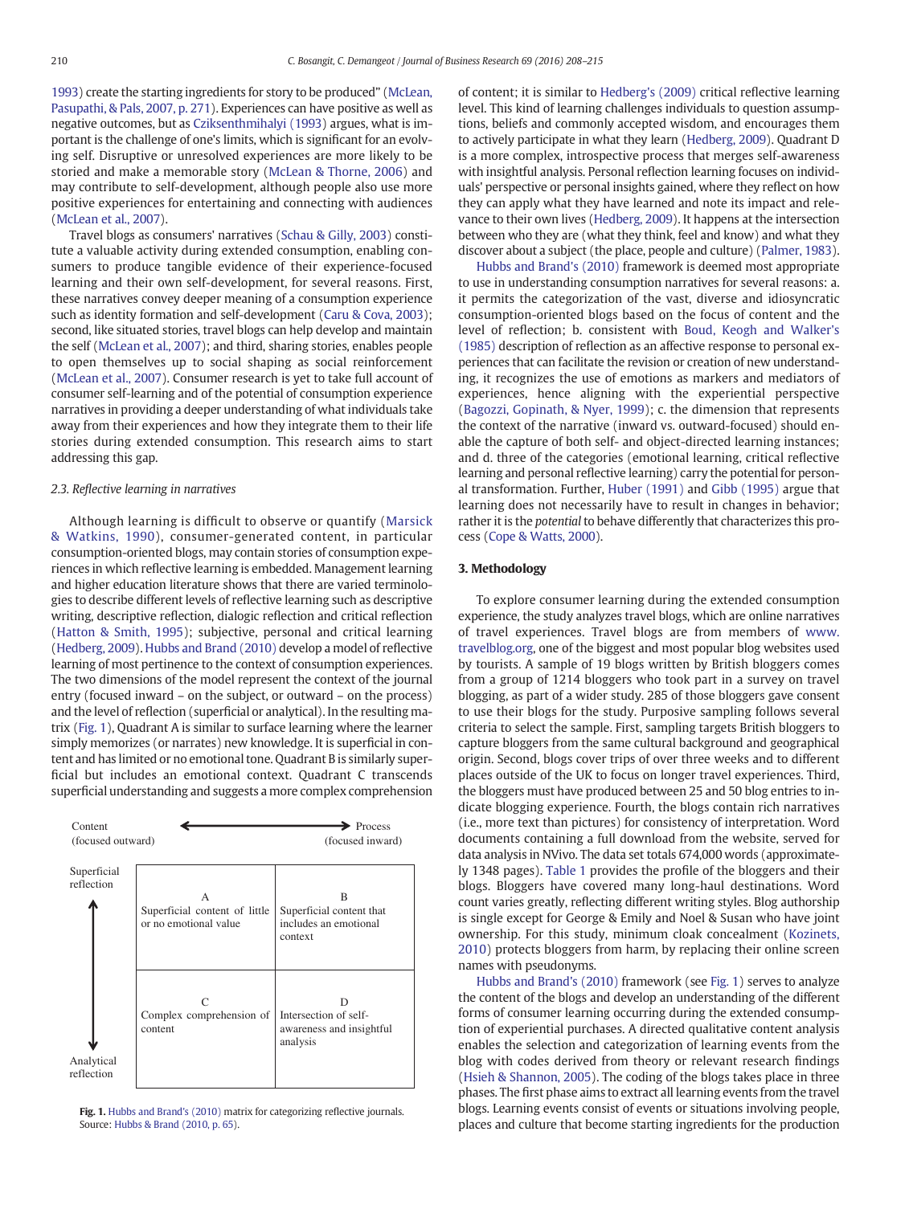1993) create the starting ingredients for story to be produced" (McLean, Pasupathi, & Pals, 2007, p. 271). Experiences can have positive as well as negative outcomes, but as Cziksenthmihalyi (1993) argues, what is important is the challenge of one's limits, which is significant for an evolving self. Disruptive or unresolved experiences are more likely to be storied and make a memorable story (McLean & Thorne, 2006) and may contribute to self-development, although people also use more positive experiences for entertaining and connecting with audiences (McLean et al., 2007).

Travel blogs as consumers' narratives (Schau & Gilly, 2003) constitute a valuable activity during extended consumption, enabling consumers to produce tangible evidence of their experience-focused learning and their own self-development, for several reasons. First, these narratives convey deeper meaning of a consumption experience such as identity formation and self-development (Caru & Cova, 2003); second, like situated stories, travel blogs can help develop and maintain the self (McLean et al., 2007); and third, sharing stories, enables people to open themselves up to social shaping as social reinforcement (McLean et al., 2007). Consumer research is yet to take full account of consumer self-learning and of the potential of consumption experience narratives in providing a deeper understanding of what individuals take away from their experiences and how they integrate them to their life stories during extended consumption. This research aims to start addressing this gap.

### 2.3. Reflective learning in narratives

Although learning is difficult to observe or quantify (Marsick & Watkins, 1990), consumer-generated content, in particular consumption-oriented blogs, may contain stories of consumption experiences in which reflective learning is embedded. Management learning and higher education literature shows that there are varied terminologies to describe different levels of reflective learning such as descriptive writing, descriptive reflection, dialogic reflection and critical reflection (Hatton & Smith, 1995); subjective, personal and critical learning (Hedberg, 2009). Hubbs and Brand (2010) develop a model of reflective learning of most pertinence to the context of consumption experiences. The two dimensions of the model represent the context of the journal entry (focused inward – on the subject, or outward – on the process) and the level of reflection (superficial or analytical). In the resulting matrix (Fig. 1), Quadrant A is similar to surface learning where the learner simply memorizes (or narrates) new knowledge. It is superficial in content and has limited or no emotional tone. Quadrant B is similarly superficial but includes an emotional context. Quadrant C transcends superficial understanding and suggests a more complex comprehension

| | Content (focused outward) ⟷ Process (focused inward) | |
|---|---|---|
| Superficial reflection | A<br>Superficial content of little or no emotional value | B<br>Superficial content that includes an emotional context |
| Analytical reflection | C<br>Complex comprehension of content | D<br>Intersection of self-awareness and insightful analysis |

**Fig. 1.** Hubbs and Brand's (2010) matrix for categorizing reflective journals. Source: Hubbs & Brand (2010, p. 65).

of content; it is similar to Hedberg's (2009) critical reflective learning level. This kind of learning challenges individuals to question assumptions, beliefs and commonly accepted wisdom, and encourages them to actively participate in what they learn (Hedberg, 2009). Quadrant D is a more complex, introspective process that merges self-awareness with insightful analysis. Personal reflection learning focuses on individuals' perspective or personal insights gained, where they reflect on how they can apply what they have learned and note its impact and relevance to their own lives (Hedberg, 2009). It happens at the intersection between who they are (what they think, feel and know) and what they discover about a subject (the place, people and culture) (Palmer, 1983).

Hubbs and Brand's (2010) framework is deemed most appropriate to use in understanding consumption narratives for several reasons: a. it permits the categorization of the vast, diverse and idiosyncratic consumption-oriented blogs based on the focus of content and the level of reflection; b. consistent with Boud, Keogh and Walker's (1985) description of reflection as an affective response to personal experiences that can facilitate the revision or creation of new understanding, it recognizes the use of emotions as markers and mediators of experiences, hence aligning with the experiential perspective (Bagozzi, Gopinath, & Nyer, 1999); c. the dimension that represents the context of the narrative (inward vs. outward-focused) should enable the capture of both self- and object-directed learning instances; and d. three of the categories (emotional learning, critical reflective learning and personal reflective learning) carry the potential for personal transformation. Further, Huber (1991) and Gibb (1995) argue that learning does not necessarily have to result in changes in behavior; rather it is the *potential* to behave differently that characterizes this process (Cope & Watts, 2000).

## 3. Methodology

To explore consumer learning during the extended consumption experience, the study analyzes travel blogs, which are online narratives of travel experiences. Travel blogs are from members of www.travelblog.org, one of the biggest and most popular blog websites used by tourists. A sample of 19 blogs written by British bloggers comes from a group of 1214 bloggers who took part in a survey on travel blogging, as part of a wider study. 285 of those bloggers gave consent to use their blogs for the study. Purposive sampling follows several criteria to select the sample. First, sampling targets British bloggers to capture bloggers from the same cultural background and geographical origin. Second, blogs cover trips of over three weeks and to different places outside of the UK to focus on longer travel experiences. Third, the bloggers must have produced between 25 and 50 blog entries to indicate blogging experience. Fourth, the blogs contain rich narratives (i.e., more text than pictures) for consistency of interpretation. Word documents containing a full download from the website, served for data analysis in NVivo. The data set totals 674,000 words (approximately 1348 pages). Table 1 provides the profile of the bloggers and their blogs. Bloggers have covered many long-haul destinations. Word count varies greatly, reflecting different writing styles. Blog authorship is single except for George & Emily and Noel & Susan who have joint ownership. For this study, minimum cloak concealment (Kozinets, 2010) protects bloggers from harm, by replacing their online screen names with pseudonyms.

Hubbs and Brand's (2010) framework (see Fig. 1) serves to analyze the content of the blogs and develop an understanding of the different forms of consumer learning occurring during the extended consumption of experiential purchases. A directed qualitative content analysis enables the selection and categorization of learning events from the blog with codes derived from theory or relevant research findings (Hsieh & Shannon, 2005). The coding of the blogs takes place in three phases. The first phase aims to extract all learning events from the travel blogs. Learning events consist of events or situations involving people, places and culture that become starting ingredients for the production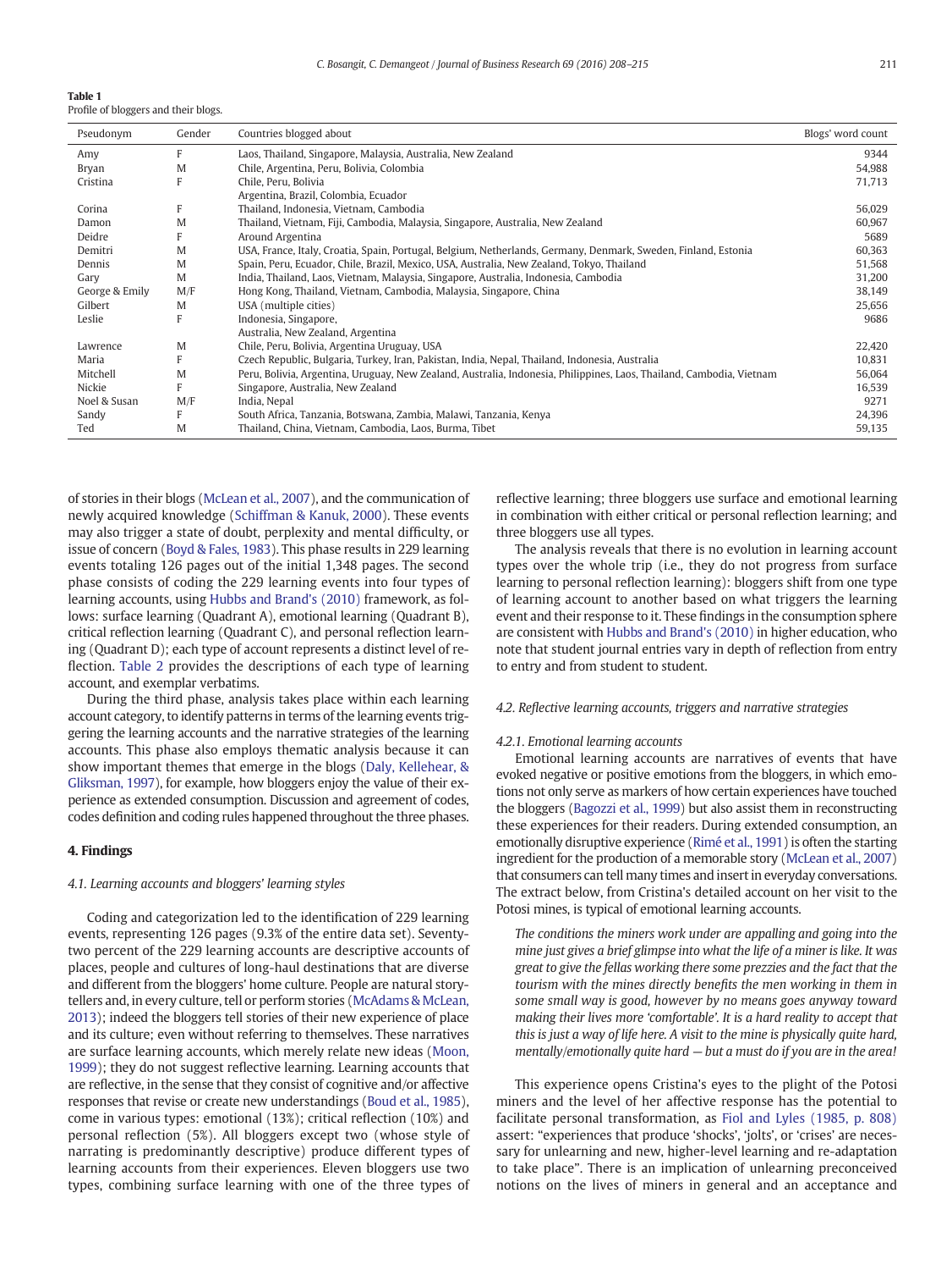**Table 1**
Profile of bloggers and their blogs.

| Pseudonym | Gender | Countries blogged about | Blogs' word count |
|---|---|---|---|
| Amy | F | Laos, Thailand, Singapore, Malaysia, Australia, New Zealand | 9344 |
| Bryan | M | Chile, Argentina, Peru, Bolivia, Colombia | 54,988 |
| Cristina | F | Chile, Peru, Bolivia<br>Argentina, Brazil, Colombia, Ecuador | 71,713 |
| Corina | F | Thailand, Indonesia, Vietnam, Cambodia | 56,029 |
| Damon | M | Thailand, Vietnam, Fiji, Cambodia, Malaysia, Singapore, Australia, New Zealand | 60,967 |
| Deidre | F | Around Argentina | 5689 |
| Demitri | M | USA, France, Italy, Croatia, Spain, Portugal, Belgium, Netherlands, Germany, Denmark, Sweden, Finland, Estonia | 60,363 |
| Dennis | M | Spain, Peru, Ecuador, Chile, Brazil, Mexico, USA, Australia, New Zealand, Tokyo, Thailand | 51,568 |
| Gary | M | India, Thailand, Laos, Vietnam, Malaysia, Singapore, Australia, Indonesia, Cambodia | 31,200 |
| George & Emily | M/F | Hong Kong, Thailand, Vietnam, Cambodia, Malaysia, Singapore, China | 38,149 |
| Gilbert | M | USA (multiple cities) | 25,656 |
| Leslie | F | Indonesia, Singapore,<br>Australia, New Zealand, Argentina | 9686 |
| Lawrence | M | Chile, Peru, Bolivia, Argentina Uruguay, USA | 22,420 |
| Maria | F | Czech Republic, Bulgaria, Turkey, Iran, Pakistan, India, Nepal, Thailand, Indonesia, Australia | 10,831 |
| Mitchell | M | Peru, Bolivia, Argentina, Uruguay, New Zealand, Australia, Indonesia, Philippines, Laos, Thailand, Cambodia, Vietnam | 56,064 |
| Nickie | F | Singapore, Australia, New Zealand | 16,539 |
| Noel & Susan | M/F | India, Nepal | 9271 |
| Sandy | F | South Africa, Tanzania, Botswana, Zambia, Malawi, Tanzania, Kenya | 24,396 |
| Ted | M | Thailand, China, Vietnam, Cambodia, Laos, Burma, Tibet | 59,135 |

of stories in their blogs (McLean et al., 2007), and the communication of newly acquired knowledge (Schiffman & Kanuk, 2000). These events may also trigger a state of doubt, perplexity and mental difficulty, or issue of concern (Boyd & Fales, 1983). This phase results in 229 learning events totaling 126 pages out of the initial 1,348 pages. The second phase consists of coding the 229 learning events into four types of learning accounts, using Hubbs and Brand's (2010) framework, as follows: surface learning (Quadrant A), emotional learning (Quadrant B), critical reflection learning (Quadrant C), and personal reflection learning (Quadrant D); each type of account represents a distinct level of reflection. Table 2 provides the descriptions of each type of learning account, and exemplar verbatims.

During the third phase, analysis takes place within each learning account category, to identify patterns in terms of the learning events triggering the learning accounts and the narrative strategies of the learning accounts. This phase also employs thematic analysis because it can show important themes that emerge in the blogs (Daly, Kellehear, & Gliksman, 1997), for example, how bloggers enjoy the value of their experience as extended consumption. Discussion and agreement of codes, codes definition and coding rules happened throughout the three phases.

## 4. Findings

### 4.1. Learning accounts and bloggers' learning styles

Coding and categorization led to the identification of 229 learning events, representing 126 pages (9.3% of the entire data set). Seventy-two percent of the 229 learning accounts are descriptive accounts of places, people and cultures of long-haul destinations that are diverse and different from the bloggers' home culture. People are natural storytellers and, in every culture, tell or perform stories (McAdams & McLean, 2013); indeed the bloggers tell stories of their new experience of place and its culture; even without referring to themselves. These narratives are surface learning accounts, which merely relate new ideas (Moon, 1999); they do not suggest reflective learning. Learning accounts that are reflective, in the sense that they consist of cognitive and/or affective responses that revise or create new understandings (Boud et al., 1985), come in various types: emotional (13%); critical reflection (10%) and personal reflection (5%). All bloggers except two (whose style of narrating is predominantly descriptive) produce different types of learning accounts from their experiences. Eleven bloggers use two types, combining surface learning with one of the three types of reflective learning; three bloggers use surface and emotional learning in combination with either critical or personal reflection learning; and three bloggers use all types.

The analysis reveals that there is no evolution in learning account types over the whole trip (i.e., they do not progress from surface learning to personal reflection learning): bloggers shift from one type of learning account to another based on what triggers the learning event and their response to it. These findings in the consumption sphere are consistent with Hubbs and Brand's (2010) in higher education, who note that student journal entries vary in depth of reflection from entry to entry and from student to student.

### 4.2. Reflective learning accounts, triggers and narrative strategies

#### 4.2.1. Emotional learning accounts

Emotional learning accounts are narratives of events that have evoked negative or positive emotions from the bloggers, in which emotions not only serve as markers of how certain experiences have touched the bloggers (Bagozzi et al., 1999) but also assist them in reconstructing these experiences for their readers. During extended consumption, an emotionally disruptive experience (Rimé et al., 1991) is often the starting ingredient for the production of a memorable story (McLean et al., 2007) that consumers can tell many times and insert in everyday conversations. The extract below, from Cristina's detailed account on her visit to the Potosi mines, is typical of emotional learning accounts.

> *The conditions the miners work under are appalling and going into the mine just gives a brief glimpse into what the life of a miner is like. It was great to give the fellas working there some prezzies and the fact that the tourism with the mines directly benefits the men working in them in some small way is good, however by no means goes anyway toward making their lives more 'comfortable'. It is a hard reality to accept that this is just a way of life here. A visit to the mine is physically quite hard, mentally/emotionally quite hard — but a must do if you are in the area!*

This experience opens Cristina's eyes to the plight of the Potosi miners and the level of her affective response has the potential to facilitate personal transformation, as Fiol and Lyles (1985, p. 808) assert: "experiences that produce 'shocks', 'jolts', or 'crises' are necessary for unlearning and new, higher-level learning and re-adaptation to take place". There is an implication of unlearning preconceived notions on the lives of miners in general and an acceptance and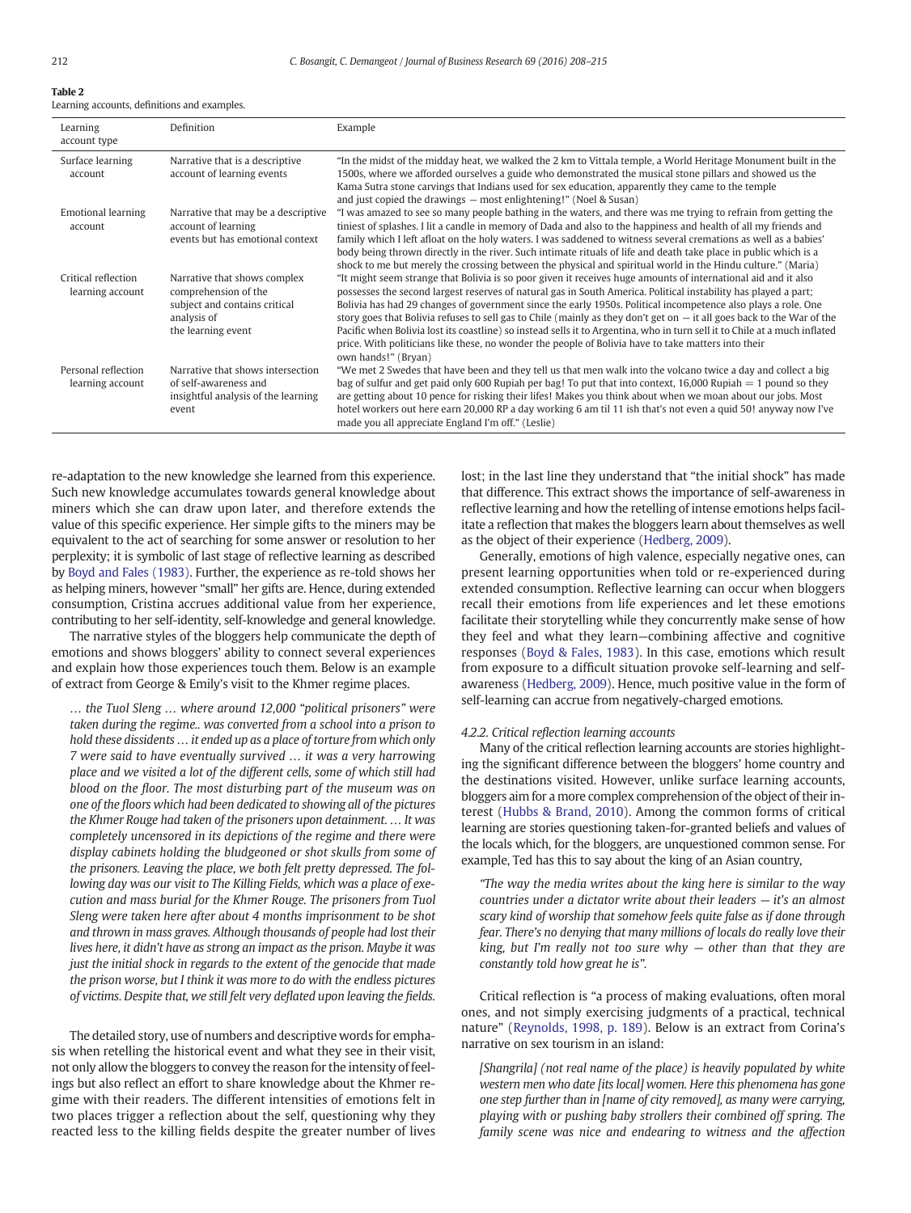**Table 2**
Learning accounts, definitions and examples.

| Learning account type | Definition | Example |
|---|---|---|
| Surface learning account | Narrative that is a descriptive account of learning events | "In the midst of the midday heat, we walked the 2 km to Vittala temple, a World Heritage Monument built in the 1500s, where we afforded ourselves a guide who demonstrated the musical stone pillars and showed us the Kama Sutra stone carvings that Indians used for sex education, apparently they came to the temple and just copied the drawings — most enlightening!" (Noel & Susan) |
| Emotional learning account | Narrative that may be a descriptive account of learning events but has emotional context | "I was amazed to see so many people bathing in the waters, and there was me trying to refrain from getting the tiniest of splashes. I lit a candle in memory of Dada and also to the happiness and health of all my friends and family which I left afloat on the holy waters. I was saddened to witness several cremations as well as a babies' body being thrown directly in the river. Such intimate rituals of life and death take place in public which is a shock to me but merely the crossing between the physical and spiritual world in the Hindu culture." (Maria) |
| Critical reflection learning account | Narrative that shows complex comprehension of the subject and contains critical analysis of the learning event | "It might seem strange that Bolivia is so poor given it receives huge amounts of international aid and it also possesses the second largest reserves of natural gas in South America. Political instability has played a part; Bolivia has had 29 changes of government since the early 1950s. Political incompetence also plays a role. One story goes that Bolivia refuses to sell gas to Chile (mainly as they don't get on — it all goes back to the War of the Pacific when Bolivia lost its coastline) so instead sells it to Argentina, who in turn sell it to Chile at a much inflated price. With politicians like these, no wonder the people of Bolivia have to take matters into their own hands!" (Bryan) |
| Personal reflection learning account | Narrative that shows intersection of self-awareness and insightful analysis of the learning event | "We met 2 Swedes that have been and they tell us that men walk into the volcano twice a day and collect a big bag of sulfur and get paid only 600 Rupiah per bag! To put that into context, 16,000 Rupiah = 1 pound so they are getting about 10 pence for risking their lifes! Makes you think about when we moan about our jobs. Most hotel workers out here earn 20,000 RP a day working 6 am til 11 ish that's not even a quid 50! anyway now I've made you all appreciate England I'm off." (Leslie) |

re-adaptation to the new knowledge she learned from this experience. Such new knowledge accumulates towards general knowledge about miners which she can draw upon later, and therefore extends the value of this specific experience. Her simple gifts to the miners may be equivalent to the act of searching for some answer or resolution to her perplexity; it is symbolic of last stage of reflective learning as described by Boyd and Fales (1983). Further, the experience as re-told shows her as helping miners, however "small" her gifts are. Hence, during extended consumption, Cristina accrues additional value from her experience, contributing to her self-identity, self-knowledge and general knowledge.

The narrative styles of the bloggers help communicate the depth of emotions and shows bloggers' ability to connect several experiences and explain how those experiences touch them. Below is an example of extract from George & Emily's visit to the Khmer regime places.

> *… the Tuol Sleng … where around 12,000 "political prisoners" were taken during the regime.. was converted from a school into a prison to hold these dissidents … it ended up as a place of torture from which only 7 were said to have eventually survived … it was a very harrowing place and we visited a lot of the different cells, some of which still had blood on the floor. The most disturbing part of the museum was on one of the floors which had been dedicated to showing all of the pictures the Khmer Rouge had taken of the prisoners upon detainment. … It was completely uncensored in its depictions of the regime and there were display cabinets holding the bludgeoned or shot skulls from some of the prisoners. Leaving the place, we both felt pretty depressed. The following day was our visit to The Killing Fields, which was a place of execution and mass burial for the Khmer Rouge. The prisoners from Tuol Sleng were taken here after about 4 months imprisonment to be shot and thrown in mass graves. Although thousands of people had lost their lives here, it didn't have as strong an impact as the prison. Maybe it was just the initial shock in regards to the extent of the genocide that made the prison worse, but I think it was more to do with the endless pictures of victims. Despite that, we still felt very deflated upon leaving the fields.*

The detailed story, use of numbers and descriptive words for emphasis when retelling the historical event and what they see in their visit, not only allow the bloggers to convey the reason for the intensity of feelings but also reflect an effort to share knowledge about the Khmer regime with their readers. The different intensities of emotions felt in two places trigger a reflection about the self, questioning why they reacted less to the killing fields despite the greater number of lives lost; in the last line they understand that "the initial shock" has made that difference. This extract shows the importance of self-awareness in reflective learning and how the retelling of intense emotions helps facilitate a reflection that makes the bloggers learn about themselves as well as the object of their experience (Hedberg, 2009).

Generally, emotions of high valence, especially negative ones, can present learning opportunities when told or re-experienced during extended consumption. Reflective learning can occur when bloggers recall their emotions from life experiences and let these emotions facilitate their storytelling while they concurrently make sense of how they feel and what they learn—combining affective and cognitive responses (Boyd & Fales, 1983). In this case, emotions which result from exposure to a difficult situation provoke self-learning and self-awareness (Hedberg, 2009). Hence, much positive value in the form of self-learning can accrue from negatively-charged emotions.

#### 4.2.2. Critical reflection learning accounts

Many of the critical reflection learning accounts are stories highlighting the significant difference between the bloggers' home country and the destinations visited. However, unlike surface learning accounts, bloggers aim for a more complex comprehension of the object of their interest (Hubbs & Brand, 2010). Among the common forms of critical learning are stories questioning taken-for-granted beliefs and values of the locals which, for the bloggers, are unquestioned common sense. For example, Ted has this to say about the king of an Asian country,

> *"The way the media writes about the king here is similar to the way countries under a dictator write about their leaders — it's an almost scary kind of worship that somehow feels quite false as if done through fear. There's no denying that many millions of locals do really love their king, but I'm really not too sure why — other than that they are constantly told how great he is".*

Critical reflection is "a process of making evaluations, often moral ones, and not simply exercising judgments of a practical, technical nature" (Reynolds, 1998, p. 189). Below is an extract from Corina's narrative on sex tourism in an island:

> *[Shangrila] (not real name of the place) is heavily populated by white western men who date [its local] women. Here this phenomena has gone one step further than in [name of city removed], as many were carrying, playing with or pushing baby strollers their combined off spring. The family scene was nice and endearing to witness and the affection*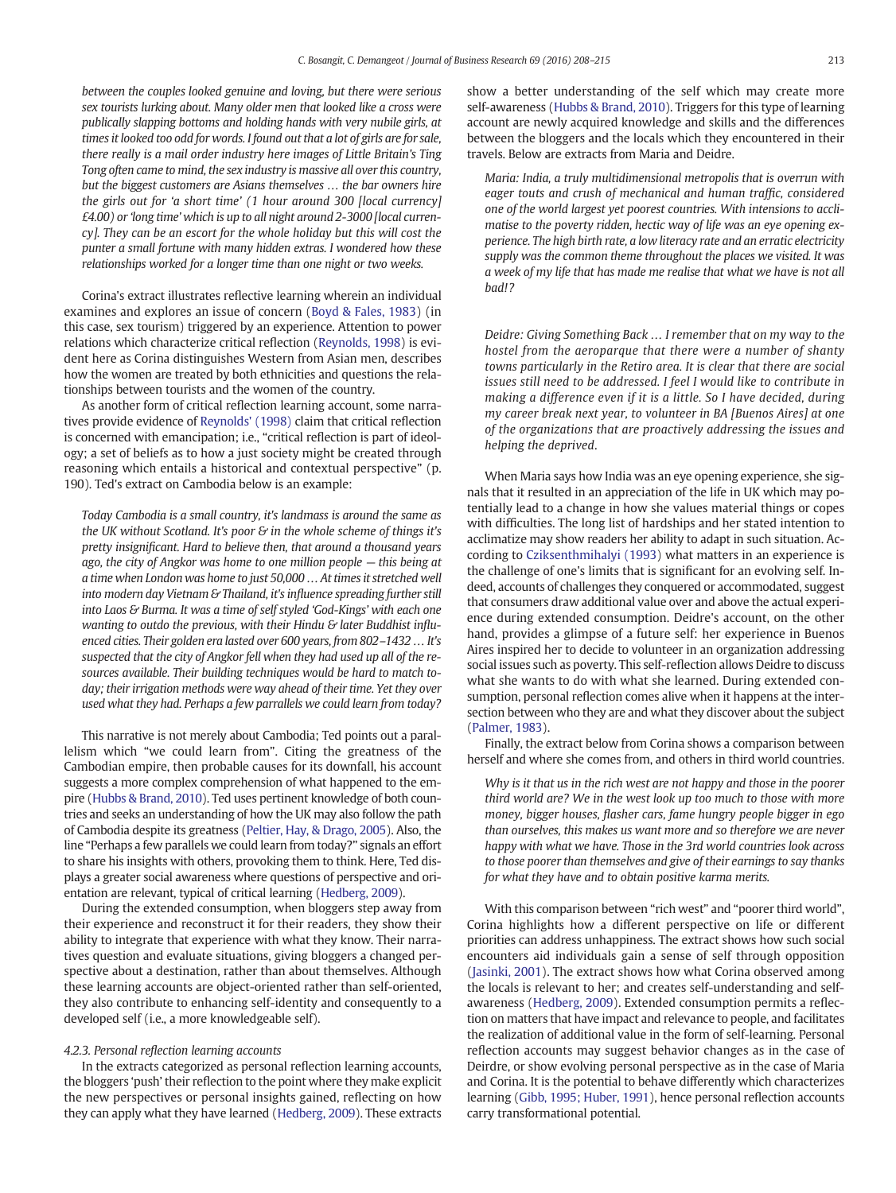*between the couples looked genuine and loving, but there were serious sex tourists lurking about. Many older men that looked like a cross were publically slapping bottoms and holding hands with very nubile girls, at times it looked too odd for words. I found out that a lot of girls are for sale, there really is a mail order industry here images of Little Britain's Ting Tong often came to mind, the sex industry is massive all over this country, but the biggest customers are Asians themselves … the bar owners hire the girls out for 'a short time' (1 hour around 300 [local currency] £4.00) or 'long time' which is up to all night around 2-3000 [local currency]. They can be an escort for the whole holiday but this will cost the punter a small fortune with many hidden extras. I wondered how these relationships worked for a longer time than one night or two weeks.*

Corina's extract illustrates reflective learning wherein an individual examines and explores an issue of concern (Boyd & Fales, 1983) (in this case, sex tourism) triggered by an experience. Attention to power relations which characterize critical reflection (Reynolds, 1998) is evident here as Corina distinguishes Western from Asian men, describes how the women are treated by both ethnicities and questions the relationships between tourists and the women of the country.

As another form of critical reflection learning account, some narratives provide evidence of Reynolds' (1998) claim that critical reflection is concerned with emancipation; i.e., "critical reflection is part of ideology; a set of beliefs as to how a just society might be created through reasoning which entails a historical and contextual perspective" (p. 190). Ted's extract on Cambodia below is an example:

*Today Cambodia is a small country, it's landmass is around the same as the UK without Scotland. It's poor & in the whole scheme of things it's pretty insignificant. Hard to believe then, that around a thousand years ago, the city of Angkor was home to one million people — this being at a time when London was home to just 50,000 … At times it stretched well into modern day Vietnam & Thailand, it's influence spreading further still into Laos & Burma. It was a time of self styled 'God-Kings' with each one wanting to outdo the previous, with their Hindu & later Buddhist influenced cities. Their golden era lasted over 600 years, from 802–1432 … It's suspected that the city of Angkor fell when they had used up all of the resources available. Their building techniques would be hard to match today; their irrigation methods were way ahead of their time. Yet they over used what they had. Perhaps a few parrallels we could learn from today?*

This narrative is not merely about Cambodia; Ted points out a parallelism which "we could learn from". Citing the greatness of the Cambodian empire, then probable causes for its downfall, his account suggests a more complex comprehension of what happened to the empire (Hubbs & Brand, 2010). Ted uses pertinent knowledge of both countries and seeks an understanding of how the UK may also follow the path of Cambodia despite its greatness (Peltier, Hay, & Drago, 2005). Also, the line "Perhaps a few parallels we could learn from today?" signals an effort to share his insights with others, provoking them to think. Here, Ted displays a greater social awareness where questions of perspective and orientation are relevant, typical of critical learning (Hedberg, 2009).

During the extended consumption, when bloggers step away from their experience and reconstruct it for their readers, they show their ability to integrate that experience with what they know. Their narratives question and evaluate situations, giving bloggers a changed perspective about a destination, rather than about themselves. Although these learning accounts are object-oriented rather than self-oriented, they also contribute to enhancing self-identity and consequently to a developed self (i.e., a more knowledgeable self).

#### 4.2.3. Personal reflection learning accounts

In the extracts categorized as personal reflection learning accounts, the bloggers 'push' their reflection to the point where they make explicit the new perspectives or personal insights gained, reflecting on how they can apply what they have learned (Hedberg, 2009). These extracts show a better understanding of the self which may create more self-awareness (Hubbs & Brand, 2010). Triggers for this type of learning account are newly acquired knowledge and skills and the differences between the bloggers and the locals which they encountered in their travels. Below are extracts from Maria and Deidre.

*Maria: India, a truly multidimensional metropolis that is overrun with eager touts and crush of mechanical and human traffic, considered one of the world largest yet poorest countries. With intensions to acclimatise to the poverty ridden, hectic way of life was an eye opening experience. The high birth rate, a low literacy rate and an erratic electricity supply was the common theme throughout the places we visited. It was a week of my life that has made me realise that what we have is not all bad!?*

*Deidre: Giving Something Back … I remember that on my way to the hostel from the aeroparque that there were a number of shanty towns particularly in the Retiro area. It is clear that there are social issues still need to be addressed. I feel I would like to contribute in making a difference even if it is a little. So I have decided, during my career break next year, to volunteer in BA [Buenos Aires] at one of the organizations that are proactively addressing the issues and helping the deprived.*

When Maria says how India was an eye opening experience, she signals that it resulted in an appreciation of the life in UK which may potentially lead to a change in how she values material things or copes with difficulties. The long list of hardships and her stated intention to acclimatize may show readers her ability to adapt in such situation. According to Cziksenthmihalyi (1993) what matters in an experience is the challenge of one's limits that is significant for an evolving self. Indeed, accounts of challenges they conquered or accommodated, suggest that consumers draw additional value over and above the actual experience during extended consumption. Deidre's account, on the other hand, provides a glimpse of a future self: her experience in Buenos Aires inspired her to decide to volunteer in an organization addressing social issues such as poverty. This self-reflection allows Deidre to discuss what she wants to do with what she learned. During extended consumption, personal reflection comes alive when it happens at the intersection between who they are and what they discover about the subject (Palmer, 1983).

Finally, the extract below from Corina shows a comparison between herself and where she comes from, and others in third world countries.

*Why is it that us in the rich west are not happy and those in the poorer third world are? We in the west look up too much to those with more money, bigger houses, flasher cars, fame hungry people bigger in ego than ourselves, this makes us want more and so therefore we are never happy with what we have. Those in the 3rd world countries look across to those poorer than themselves and give of their earnings to say thanks for what they have and to obtain positive karma merits.*

With this comparison between "rich west" and "poorer third world", Corina highlights how a different perspective on life or different priorities can address unhappiness. The extract shows how such social encounters aid individuals gain a sense of self through opposition (Jasinki, 2001). The extract shows how what Corina observed among the locals is relevant to her; and creates self-understanding and self-awareness (Hedberg, 2009). Extended consumption permits a reflection on matters that have impact and relevance to people, and facilitates the realization of additional value in the form of self-learning. Personal reflection accounts may suggest behavior changes as in the case of Deirdre, or show evolving personal perspective as in the case of Maria and Corina. It is the potential to behave differently which characterizes learning (Gibb, 1995; Huber, 1991), hence personal reflection accounts carry transformational potential.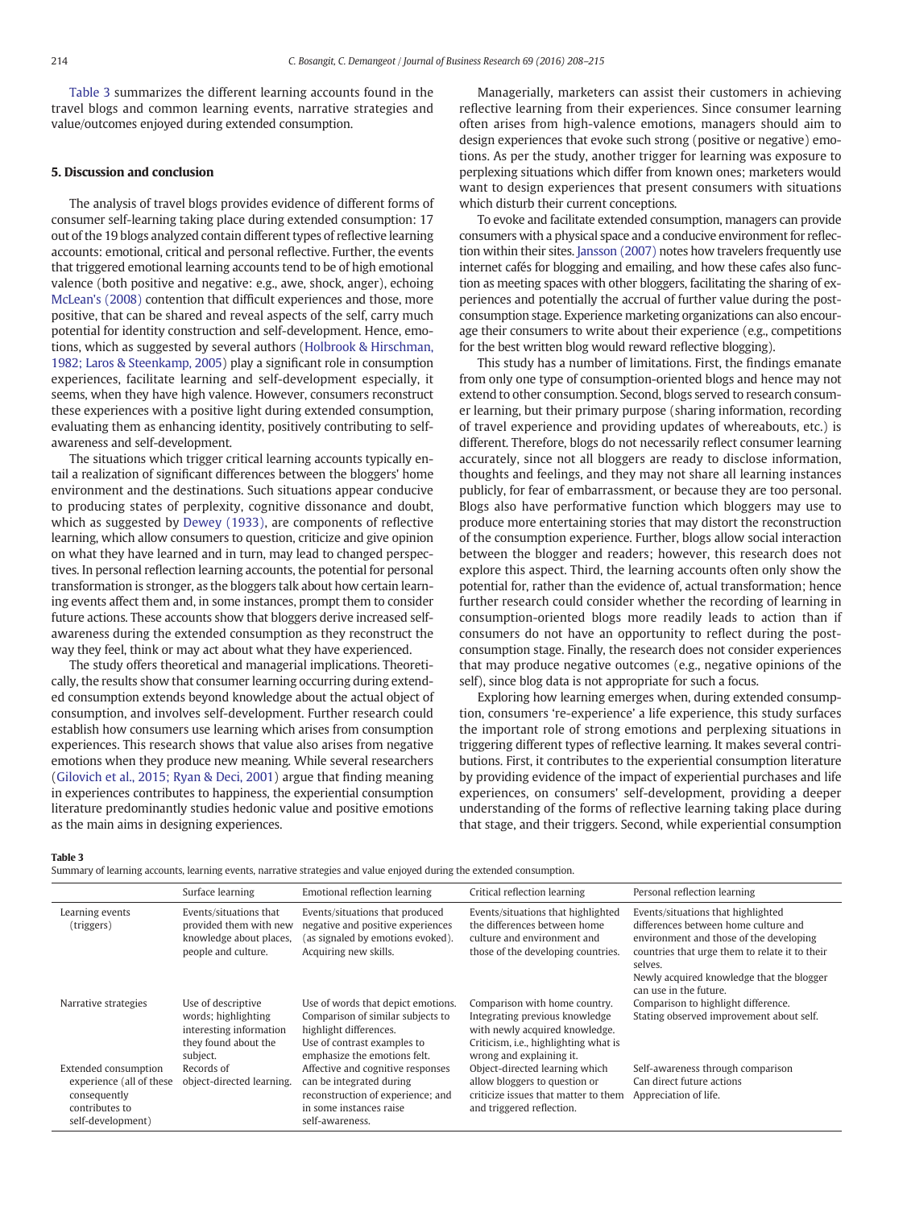Table 3 summarizes the different learning accounts found in the travel blogs and common learning events, narrative strategies and value/outcomes enjoyed during extended consumption.

## 5. Discussion and conclusion

The analysis of travel blogs provides evidence of different forms of consumer self-learning taking place during extended consumption: 17 out of the 19 blogs analyzed contain different types of reflective learning accounts: emotional, critical and personal reflective. Further, the events that triggered emotional learning accounts tend to be of high emotional valence (both positive and negative: e.g., awe, shock, anger), echoing McLean's (2008) contention that difficult experiences and those, more positive, that can be shared and reveal aspects of the self, carry much potential for identity construction and self-development. Hence, emotions, which as suggested by several authors (Holbrook & Hirschman, 1982; Laros & Steenkamp, 2005) play a significant role in consumption experiences, facilitate learning and self-development especially, it seems, when they have high valence. However, consumers reconstruct these experiences with a positive light during extended consumption, evaluating them as enhancing identity, positively contributing to self-awareness and self-development.

The situations which trigger critical learning accounts typically entail a realization of significant differences between the bloggers' home environment and the destinations. Such situations appear conducive to producing states of perplexity, cognitive dissonance and doubt, which as suggested by Dewey (1933), are components of reflective learning, which allow consumers to question, criticize and give opinion on what they have learned and in turn, may lead to changed perspectives. In personal reflection learning accounts, the potential for personal transformation is stronger, as the bloggers talk about how certain learning events affect them and, in some instances, prompt them to consider future actions. These accounts show that bloggers derive increased self-awareness during the extended consumption as they reconstruct the way they feel, think or may act about what they have experienced.

The study offers theoretical and managerial implications. Theoretically, the results show that consumer learning occurring during extended consumption extends beyond knowledge about the actual object of consumption, and involves self-development. Further research could establish how consumers use learning which arises from consumption experiences. This research shows that value also arises from negative emotions when they produce new meaning. While several researchers (Gilovich et al., 2015; Ryan & Deci, 2001) argue that finding meaning in experiences contributes to happiness, the experiential consumption literature predominantly studies hedonic value and positive emotions as the main aims in designing experiences.

Managerially, marketers can assist their customers in achieving reflective learning from their experiences. Since consumer learning often arises from high-valence emotions, managers should aim to design experiences that evoke such strong (positive or negative) emotions. As per the study, another trigger for learning was exposure to perplexing situations which differ from known ones; marketers would want to design experiences that present consumers with situations which disturb their current conceptions.

To evoke and facilitate extended consumption, managers can provide consumers with a physical space and a conducive environment for reflection within their sites. Jansson (2007) notes how travelers frequently use internet cafés for blogging and emailing, and how these cafes also function as meeting spaces with other bloggers, facilitating the sharing of experiences and potentially the accrual of further value during the post-consumption stage. Experience marketing organizations can also encourage their consumers to write about their experience (e.g., competitions for the best written blog would reward reflective blogging).

This study has a number of limitations. First, the findings emanate from only one type of consumption-oriented blogs and hence may not extend to other consumption. Second, blogs served to research consumer learning, but their primary purpose (sharing information, recording of travel experience and providing updates of whereabouts, etc.) is different. Therefore, blogs do not necessarily reflect consumer learning accurately, since not all bloggers are ready to disclose information, thoughts and feelings, and they may not share all learning instances publicly, for fear of embarrassment, or because they are too personal. Blogs also have performative function which bloggers may use to produce more entertaining stories that may distort the reconstruction of the consumption experience. Further, blogs allow social interaction between the blogger and readers; however, this research does not explore this aspect. Third, the learning accounts often only show the potential for, rather than the evidence of, actual transformation; hence further research could consider whether the recording of learning in consumption-oriented blogs more readily leads to action than if consumers do not have an opportunity to reflect during the post-consumption stage. Finally, the research does not consider experiences that may produce negative outcomes (e.g., negative opinions of the self), since blog data is not appropriate for such a focus.

Exploring how learning emerges when, during extended consumption, consumers 're-experience' a life experience, this study surfaces the important role of strong emotions and perplexing situations in triggering different types of reflective learning. It makes several contributions. First, it contributes to the experiential consumption literature by providing evidence of the impact of experiential purchases and life experiences, on consumers' self-development, providing a deeper understanding of the forms of reflective learning taking place during that stage, and their triggers. Second, while experiential consumption

**Table 3**
Summary of learning accounts, learning events, narrative strategies and value enjoyed during the extended consumption.

| | Surface learning | Emotional reflection learning | Critical reflection learning | Personal reflection learning |
|---|---|---|---|---|
| Learning events (triggers) | Events/situations that provided them with new knowledge about places, people and culture. | Events/situations that produced negative and positive experiences (as signaled by emotions evoked). Acquiring new skills. | Events/situations that highlighted the differences between home culture and environment and those of the developing countries. | Events/situations that highlighted differences between home culture and environment and those of the developing countries that urge them to relate it to their selves. Newly acquired knowledge that the blogger can use in the future. |
| Narrative strategies | Use of descriptive words; highlighting interesting information they found about the subject. | Use of words that depict emotions. Comparison of similar subjects to highlight differences. Use of contrast examples to emphasize the emotions felt. | Comparison with home country. Integrating previous knowledge with newly acquired knowledge. Criticism, i.e., highlighting what is wrong and explaining it. | Comparison to highlight difference. Stating observed improvement about self. |
| Extended consumption experience (all of these consequently contributes to self-development) | Records of object-directed learning. | Affective and cognitive responses can be integrated during reconstruction of experience; and in some instances raise self-awareness. | Object-directed learning which allow bloggers to question or criticize issues that matter to them and triggered reflection. | Self-awareness through comparison Can direct future actions Appreciation of life. |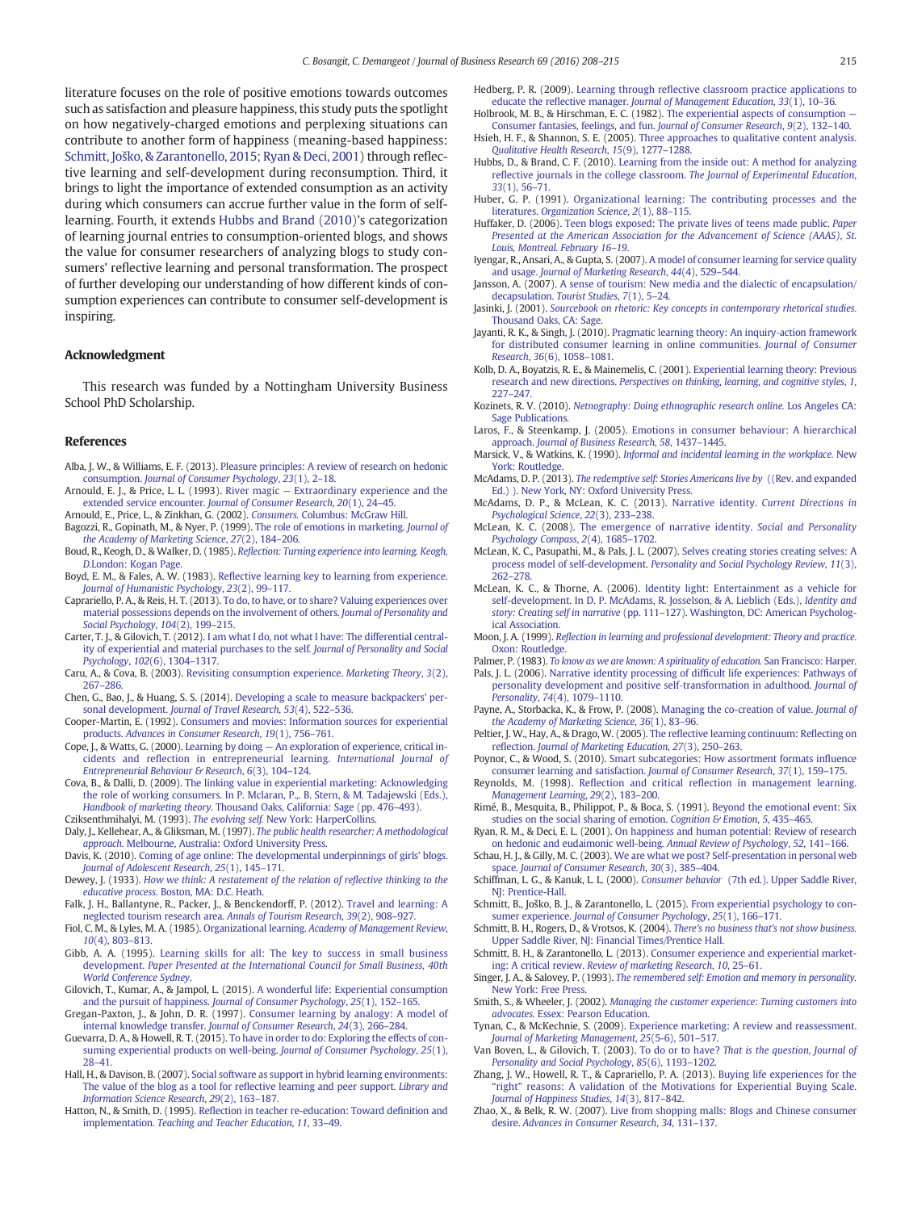literature focuses on the role of positive emotions towards outcomes such as satisfaction and pleasure happiness, this study puts the spotlight on how negatively-charged emotions and perplexing situations can contribute to another form of happiness (meaning-based happiness: Schmitt, Joško, & Zarantonello, 2015; Ryan & Deci, 2001) through reflective learning and self-development during reconsumption. Third, it brings to light the importance of extended consumption as an activity during which consumers can accrue further value in the form of self-learning. Fourth, it extends Hubbs and Brand (2010)'s categorization of learning journal entries to consumption-oriented blogs, and shows the value for consumer researchers of analyzing blogs to study consumers' reflective learning and personal transformation. The prospect of further developing our understanding of how different kinds of consumption experiences can contribute to consumer self-development is inspiring.

## Acknowledgment

This research was funded by a Nottingham University Business School PhD Scholarship.

## References

Alba, J. W., & Williams, E. F. (2013). Pleasure principles: A review of research on hedonic consumption. *Journal of Consumer Psychology*, *23*(1), 2–18.

Arnould, E. J., & Price, L. L. (1993). River magic — Extraordinary experience and the extended service encounter. *Journal of Consumer Research*, *20*(1), 24–45.

Arnould, E., Price, L., & Zinkhan, G. (2002). *Consumers.* Columbus: McGraw Hill.

Bagozzi, R., Gopinath, M., & Nyer, P. (1999). The role of emotions in marketing. *Journal of the Academy of Marketing Science*, *27*(2), 184–206.

Boud, R., Keogh, D., & Walker, D. (1985). *Reflection: Turning experience into learning. Keogh, D.*London: Kogan Page.

Boyd, E. M., & Fales, A. W. (1983). Reflective learning key to learning from experience. *Journal of Humanistic Psychology*, *23*(2), 99–117.

Caprariello, P. A., & Reis, H. T. (2013). To do, to have, or to share? Valuing experiences over material possessions depends on the involvement of others. *Journal of Personality and Social Psychology*, *104*(2), 199–215.

Carter, T. J., & Gilovich, T. (2012). I am what I do, not what I have: The differential centrality of experiential and material purchases to the self. *Journal of Personality and Social Psychology*, *102*(6), 1304–1317.

Caru, A., & Cova, B. (2003). Revisiting consumption experience. *Marketing Theory*, *3*(2), 267–286.

Chen, G., Bao, J., & Huang, S. S. (2014). Developing a scale to measure backpackers' personal development. *Journal of Travel Research*, *53*(4), 522–536.

Cooper-Martin, E. (1992). Consumers and movies: Information sources for experiential products. *Advances in Consumer Research*, *19*(1), 756–761.

Cope, J., & Watts, G. (2000). Learning by doing — An exploration of experience, critical incidents and reflection in entrepreneurial learning. *International Journal of Entrepreneurial Behaviour & Research*, *6*(3), 104–124.

Cova, B., & Dalli, D. (2009). The linking value in experiential marketing: Acknowledging the role of working consumers. In P. Mclaran, P., B. Stern, & M. Tadajewski (Eds.), *Handbook of marketing theory*. Thousand Oaks, California: Sage (pp. 476–493).

Cziksenthmihalyi, M. (1993). *The evolving self.* New York: HarperCollins.

Daly, J., Kellehear, A., & Gliksman, M. (1997). *The public health researcher: A methodological approach.* Melbourne, Australia: Oxford University Press.

Davis, K. (2010). Coming of age online: The developmental underpinnings of girls' blogs. *Journal of Adolescent Research*, *25*(1), 145–171.

Dewey, J. (1933). *How we think: A restatement of the relation of reflective thinking to the educative process.* Boston, MA: D.C. Heath.

Falk, J. H., Ballantyne, R., Packer, J., & Benckendorff, P. (2012). Travel and learning: A neglected tourism research area. *Annals of Tourism Research*, *39*(2), 908–927.

Fiol, C. M., & Lyles, M. A. (1985). Organizational learning. *Academy of Management Review*, *10*(4), 803–813.

Gibb, A. A. (1995). Learning skills for all: The key to success in small business development. *Paper Presented at the International Council for Small Business, 40th World Conference Sydney*.

Gilovich, T., Kumar, A., & Jampol, L. (2015). A wonderful life: Experiential consumption and the pursuit of happiness. *Journal of Consumer Psychology*, *25*(1), 152–165.

Gregan-Paxton, J., & John, D. R. (1997). Consumer learning by analogy: A model of internal knowledge transfer. *Journal of Consumer Research*, *24*(3), 266–284.

Guevarra, D. A., & Howell, R. T. (2015). To have in order to do: Exploring the effects of consuming experiential products on well-being. *Journal of Consumer Psychology*, *25*(1), 28–41.

Hall, H., & Davison, B. (2007). Social software as support in hybrid learning environments: The value of the blog as a tool for reflective learning and peer support. *Library and Information Science Research*, *29*(2), 163–187.

Hatton, N., & Smith, D. (1995). Reflection in teacher re-education: Toward definition and implementation. *Teaching and Teacher Education*, *11*, 33–49.

Hedberg, P. R. (2009). Learning through reflective classroom practice applications to educate the reflective manager. *Journal of Management Education*, *33*(1), 10–36.

Holbrook, M. B., & Hirschman, E. C. (1982). The experiential aspects of consumption — Consumer fantasies, feelings, and fun. *Journal of Consumer Research*, *9*(2), 132–140.

Hsieh, H. F., & Shannon, S. E. (2005). Three approaches to qualitative content analysis. *Qualitative Health Research*, *15*(9), 1277–1288.

Hubbs, D., & Brand, C. F. (2010). Learning from the inside out: A method for analyzing reflective journals in the college classroom. *The Journal of Experimental Education*, *33*(1), 56–71.

Huber, G. P. (1991). Organizational learning: The contributing processes and the literatures. *Organization Science*, *2*(1), 88–115.

Huffaker, D. (2006). Teen blogs exposed: The private lives of teens made public. *Paper Presented at the American Association for the Advancement of Science (AAAS), St. Louis, Montreal. February 16–19*.

Iyengar, R., Ansari, A., & Gupta, S. (2007). A model of consumer learning for service quality and usage. *Journal of Marketing Research*, *44*(4), 529–544.

Jansson, A. (2007). A sense of tourism: New media and the dialectic of encapsulation/decapsulation. *Tourist Studies*, *7*(1), 5–24.

Jasinki, J. (2001). *Sourcebook on rhetoric: Key concepts in contemporary rhetorical studies.* Thousand Oaks, CA: Sage.

Jayanti, R. K., & Singh, J. (2010). Pragmatic learning theory: An inquiry-action framework for distributed consumer learning in online communities. *Journal of Consumer Research*, *36*(6), 1058–1081.

Kolb, D. A., Boyatzis, R. E., & Mainemelis, C. (2001). Experiential learning theory: Previous research and new directions. *Perspectives on thinking, learning, and cognitive styles*, *1*, 227–247.

Kozinets, R. V. (2010). *Netnography: Doing ethnographic research online.* Los Angeles CA: Sage Publications.

Laros, F., & Steenkamp, J. (2005). Emotions in consumer behaviour: A hierarchical approach. *Journal of Business Research*, *58*, 1437–1445.

Marsick, V., & Watkins, K. (1990). *Informal and incidental learning in the workplace.* New York: Routledge.

McAdams, D. P. (2013). *The redemptive self: Stories Americans live by* ((Rev. and expanded Ed.) ). New York, NY: Oxford University Press.

McAdams, D. P., & McLean, K. C. (2013). Narrative identity. *Current Directions in Psychological Science*, *22*(3), 233–238.

McLean, K. C. (2008). The emergence of narrative identity. *Social and Personality Psychology Compass*, *2*(4), 1685–1702.

McLean, K. C., Pasupathi, M., & Pals, J. L. (2007). Selves creating stories creating selves: A process model of self-development. *Personality and Social Psychology Review*, *11*(3), 262–278.

McLean, K. C., & Thorne, A. (2006). Identity light: Entertainment as a vehicle for self-development. In D. P. McAdams, R. Josselson, & A. Lieblich (Eds.), *Identity and story: Creating self in narrative* (pp. 111–127). Washington, DC: American Psychological Association.

Moon, J. A. (1999). *Reflection in learning and professional development: Theory and practice.* Oxon: Routledge.

Palmer, P. (1983). *To know as we are known: A spirituality of education.* San Francisco: Harper.

Pals, J. L. (2006). Narrative identity processing of difficult life experiences: Pathways of personality development and positive self-transformation in adulthood. *Journal of Personality*, *74*(4), 1079–1110.

Payne, A., Storbacka, K., & Frow, P. (2008). Managing the co-creation of value. *Journal of the Academy of Marketing Science*, *36*(1), 83–96.

Peltier, J. W., Hay, A., & Drago, W. (2005). The reflective learning continuum: Reflecting on reflection. *Journal of Marketing Education*, *27*(3), 250–263.

Poynor, C., & Wood, S. (2010). Smart subcategories: How assortment formats influence consumer learning and satisfaction. *Journal of Consumer Research*, *37*(1), 159–175.

Reynolds, M. (1998). Reflection and critical reflection in management learning. *Management Learning*, *29*(2), 183–200.

Rimé, B., Mesquita, B., Philippot, P., & Boca, S. (1991). Beyond the emotional event: Six studies on the social sharing of emotion. *Cognition & Emotion*, *5*, 435–465.

Ryan, R. M., & Deci, E. L. (2001). On happiness and human potential: Review of research on hedonic and eudaimonic well-being. *Annual Review of Psychology*, *52*, 141–166.

Schau, H. J., & Gilly, M. C. (2003). We are what we post? Self-presentation in personal web space. *Journal of Consumer Research*, *30*(3), 385–404.

Schiffman, L. G., & Kanuk, L. L. (2000). *Consumer behavior* (7th ed.). Upper Saddle River, NJ: Prentice-Hall.

Schmitt, B., Joško, B. J., & Zarantonello, L. (2015). From experiential psychology to consumer experience. *Journal of Consumer Psychology*, *25*(1), 166–171.

Schmitt, B. H., Rogers, D., & Vrotsos, K. (2004). *There's no business that's not show business.* Upper Saddle River, NJ: Financial Times/Prentice Hall.

Schmitt, B. H., & Zarantonello, L. (2013). Consumer experience and experiential marketing: A critical review. *Review of marketing Research*, *10*, 25–61.

Singer, J. A., & Salovey, P. (1993). *The remembered self: Emotion and memory in personality.* New York: Free Press.

Smith, S., & Wheeler, J. (2002). *Managing the customer experience: Turning customers into advocates.* Essex: Pearson Education.

Tynan, C., & McKechnie, S. (2009). Experience marketing: A review and reassessment. *Journal of Marketing Management*, *25*(5–6), 501–517.

Van Boven, L., & Gilovich, T. (2003). To do or to have? *That is the question, Journal of Personality and Social Psychology*, *85*(6), 1193–1202.

Zhang, J. W., Howell, R. T., & Caprariello, P. A. (2013). Buying life experiences for the "right" reasons: A validation of the Motivations for Experiential Buying Scale. *Journal of Happiness Studies*, *14*(3), 817–842.

Zhao, X., & Belk, R. W. (2007). Live from shopping malls: Blogs and Chinese consumer desire. *Advances in Consumer Research*, *34*, 131–137.